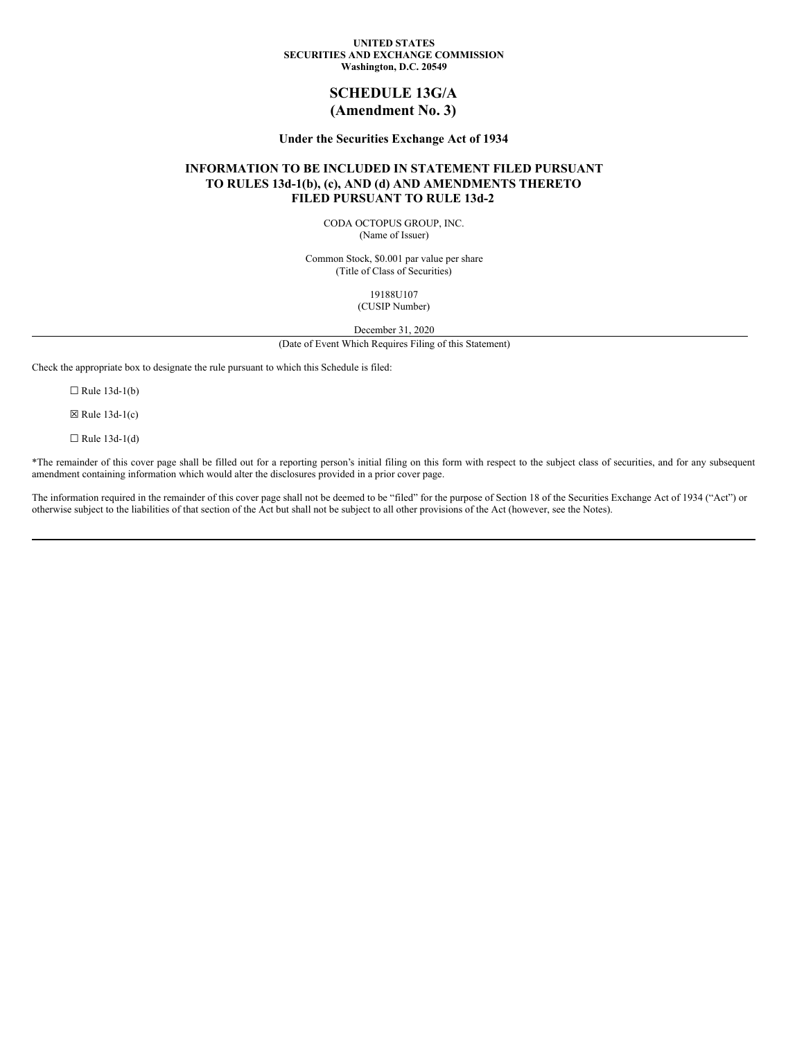**UNITED STATES**
**SECURITIES AND EXCHANGE COMMISSION**
**Washington, D.C. 20549**

# SCHEDULE 13G/A
# (Amendment No. 3)

**Under the Securities Exchange Act of 1934**

### INFORMATION TO BE INCLUDED IN STATEMENT FILED PURSUANT TO RULES 13d-1(b), (c), AND (d) AND AMENDMENTS THERETO FILED PURSUANT TO RULE 13d-2

CODA OCTOPUS GROUP, INC.
(Name of Issuer)

Common Stock, $0.001 par value per share
(Title of Class of Securities)

19188U107
(CUSIP Number)

December 31, 2020
(Date of Event Which Requires Filing of this Statement)

Check the appropriate box to designate the rule pursuant to which this Schedule is filed:

☐ Rule 13d-1(b)

☒ Rule 13d-1(c)

☐ Rule 13d-1(d)

*The remainder of this cover page shall be filled out for a reporting person's initial filing on this form with respect to the subject class of securities, and for any subsequent amendment containing information which would alter the disclosures provided in a prior cover page.

The information required in the remainder of this cover page shall not be deemed to be "filed" for the purpose of Section 18 of the Securities Exchange Act of 1934 ("Act") or otherwise subject to the liabilities of that section of the Act but shall not be subject to all other provisions of the Act (however, see the Notes).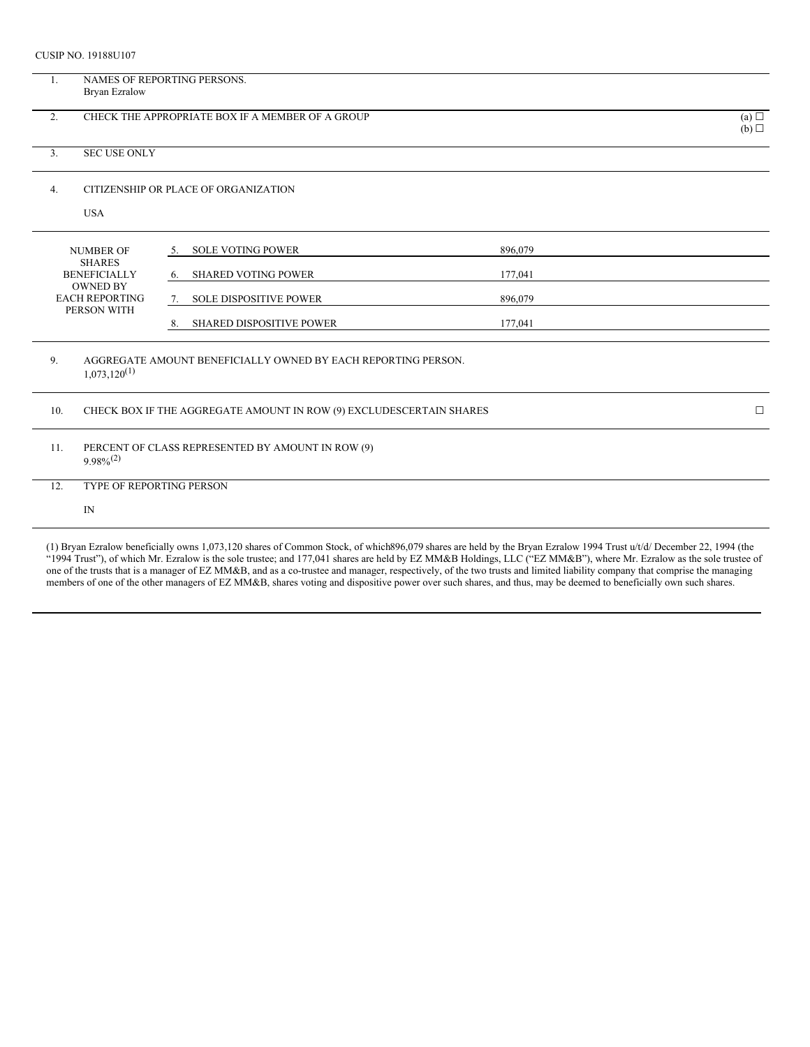CUSIP NO. 19188U107

| | | | |
|---|---|---|---|
| 1. | NAMES OF REPORTING PERSONS.<br>Bryan Ezralow | | |
| 2. | CHECK THE APPROPRIATE BOX IF A MEMBER OF A GROUP | | (a) ☐<br>(b) ☐ |
| 3. | SEC USE ONLY | | |
| 4. | CITIZENSHIP OR PLACE OF ORGANIZATION<br><br>USA | | |
| NUMBER OF SHARES BENEFICIALLY OWNED BY EACH REPORTING PERSON WITH | 5. SOLE VOTING POWER | 896,079 | |
| | 6. SHARED VOTING POWER | 177,041 | |
| | 7. SOLE DISPOSITIVE POWER | 896,079 | |
| | 8. SHARED DISPOSITIVE POWER | 177,041 | |
| 9. | AGGREGATE AMOUNT BENEFICIALLY OWNED BY EACH REPORTING PERSON.<br>1,073,120[(1)] | | |
| 10. | CHECK BOX IF THE AGGREGATE AMOUNT IN ROW (9) EXCLUDESCERTAIN SHARES | | ☐ |
| 11. | PERCENT OF CLASS REPRESENTED BY AMOUNT IN ROW (9)<br>9.98%[(2)] | | |
| 12. | TYPE OF REPORTING PERSON<br><br>IN | | |

(1) Bryan Ezralow beneficially owns 1,073,120 shares of Common Stock, of which896,079 shares are held by the Bryan Ezralow 1994 Trust u/t/d/ December 22, 1994 (the "1994 Trust"), of which Mr. Ezralow is the sole trustee; and 177,041 shares are held by EZ MM&B Holdings, LLC ("EZ MM&B"), where Mr. Ezralow as the sole trustee of one of the trusts that is a manager of EZ MM&B, and as a co-trustee and manager, respectively, of the two trusts and limited liability company that comprise the managing members of one of the other managers of EZ MM&B, shares voting and dispositive power over such shares, and thus, may be deemed to beneficially own such shares.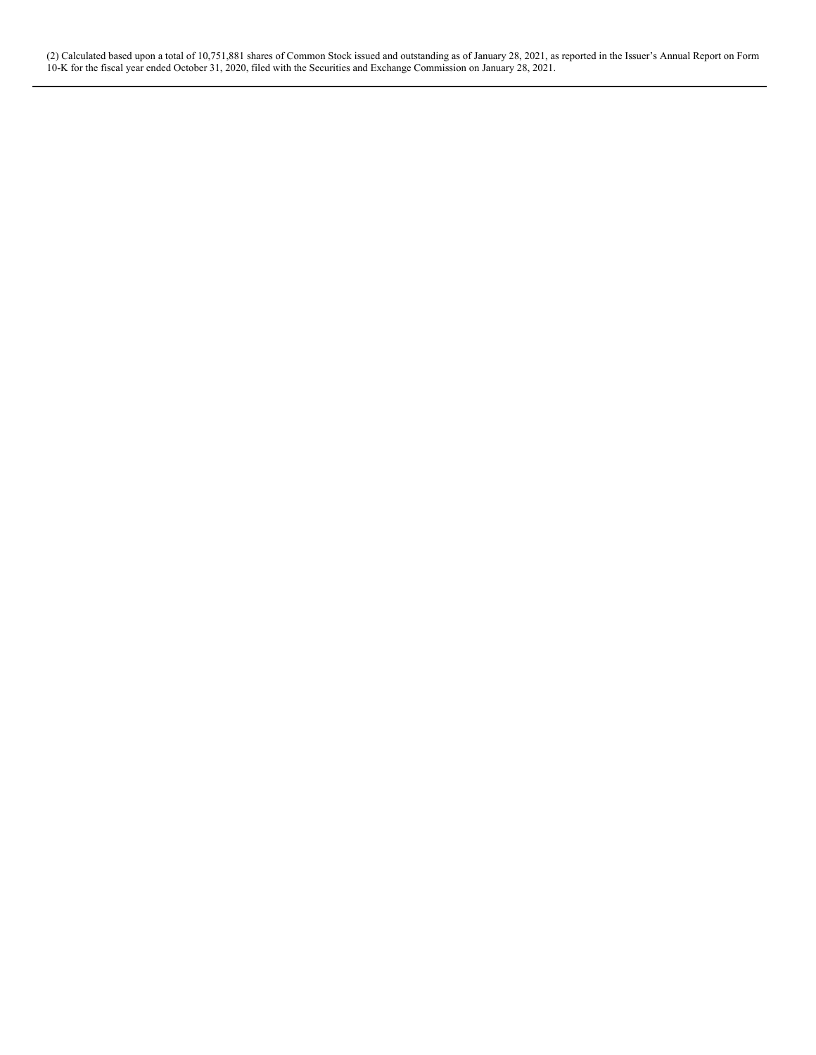(2) Calculated based upon a total of 10,751,881 shares of Common Stock issued and outstanding as of January 28, 2021, as reported in the Issuer's Annual Report on Form 10-K for the fiscal year ended October 31, 2020, filed with the Securities and Exchange Commission on January 28, 2021.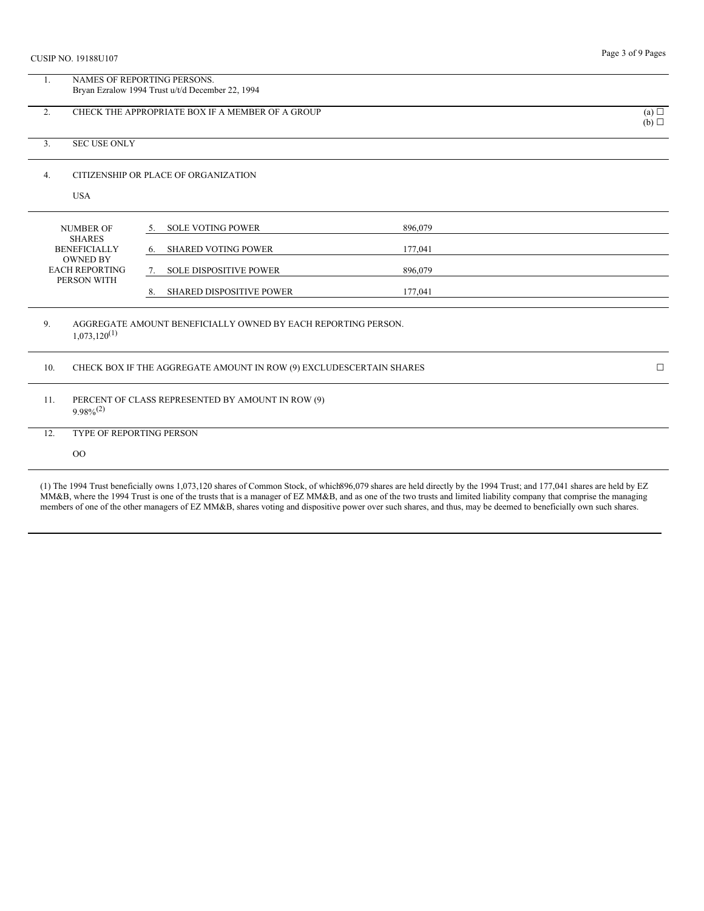CUSIP NO. 19188U107

| | | |
|---|---|---|
| 1. | NAMES OF REPORTING PERSONS.<br>Bryan Ezralow 1994 Trust u/t/d December 22, 1994 | |
| 2. | CHECK THE APPROPRIATE BOX IF A MEMBER OF A GROUP | (a) ☐<br>(b) ☐ |
| 3. | SEC USE ONLY | |
| 4. | CITIZENSHIP OR PLACE OF ORGANIZATION<br><br>USA | |

| NUMBER OF SHARES BENEFICIALLY OWNED BY EACH REPORTING PERSON WITH | | |
|---|---|---|
| | 5. SOLE VOTING POWER | 896,079 |
| | 6. SHARED VOTING POWER | 177,041 |
| | 7. SOLE DISPOSITIVE POWER | 896,079 |
| | 8. SHARED DISPOSITIVE POWER | 177,041 |

| | | |
|---|---|---|
| 9. | AGGREGATE AMOUNT BENEFICIALLY OWNED BY EACH REPORTING PERSON.<br>1,073,120[(1)] | |
| 10. | CHECK BOX IF THE AGGREGATE AMOUNT IN ROW (9) EXCLUDESCERTAIN SHARES | ☐ |
| 11. | PERCENT OF CLASS REPRESENTED BY AMOUNT IN ROW (9)<br>9.98%[(2)] | |
| 12. | TYPE OF REPORTING PERSON<br><br>OO | |

(1) The 1994 Trust beneficially owns 1,073,120 shares of Common Stock, of which896,079 shares are held directly by the 1994 Trust; and 177,041 shares are held by EZ MM&B, where the 1994 Trust is one of the trusts that is a manager of EZ MM&B, and as one of the two trusts and limited liability company that comprise the managing members of one of the other managers of EZ MM&B, shares voting and dispositive power over such shares, and thus, may be deemed to beneficially own such shares.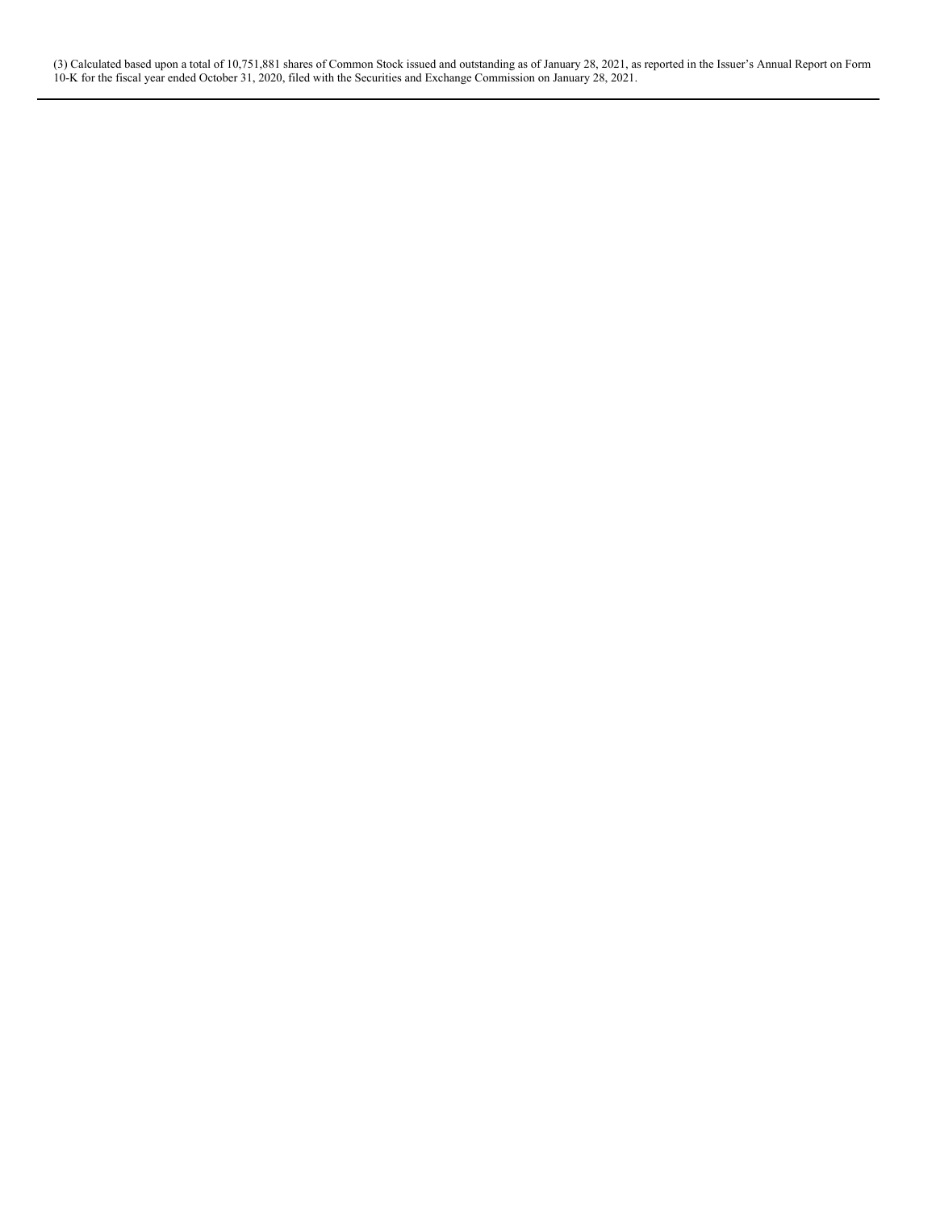(3) Calculated based upon a total of 10,751,881 shares of Common Stock issued and outstanding as of January 28, 2021, as reported in the Issuer's Annual Report on Form 10-K for the fiscal year ended October 31, 2020, filed with the Securities and Exchange Commission on January 28, 2021.

---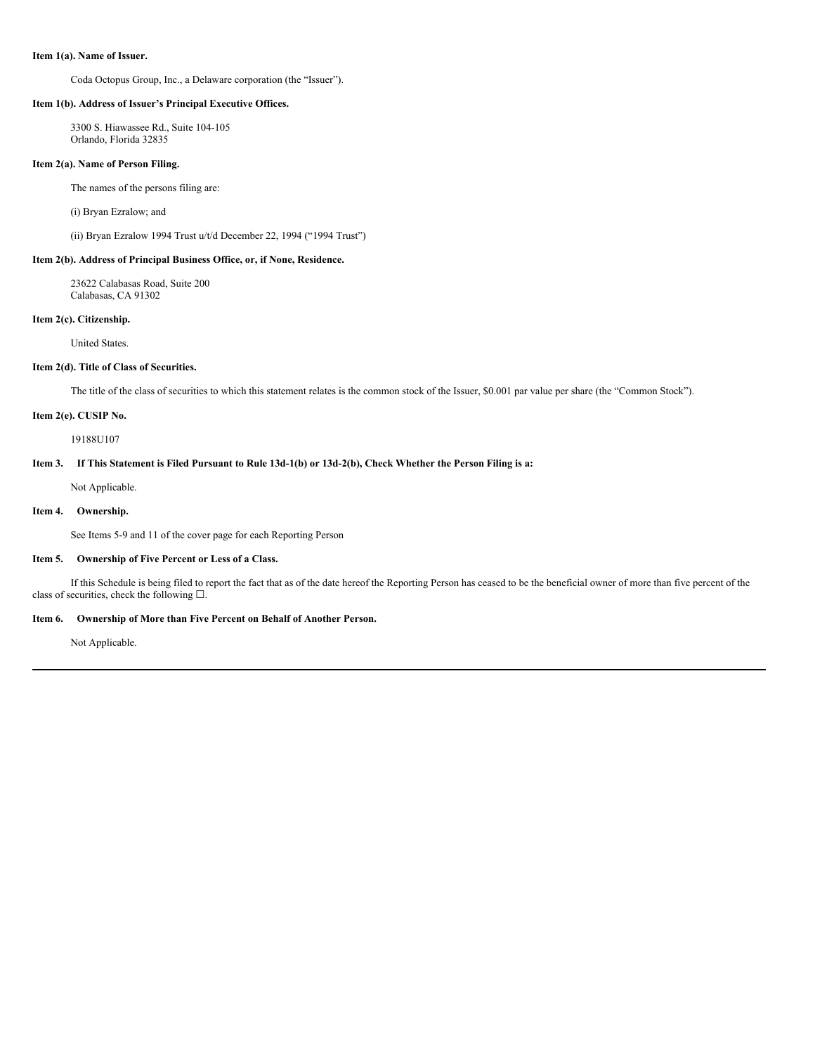**Item 1(a). Name of Issuer.**

Coda Octopus Group, Inc., a Delaware corporation (the "Issuer").

**Item 1(b). Address of Issuer's Principal Executive Offices.**

3300 S. Hiawassee Rd., Suite 104-105
Orlando, Florida 32835

**Item 2(a). Name of Person Filing.**

The names of the persons filing are:

(i) Bryan Ezralow; and

(ii) Bryan Ezralow 1994 Trust u/t/d December 22, 1994 ("1994 Trust")

**Item 2(b). Address of Principal Business Office, or, if None, Residence.**

23622 Calabasas Road, Suite 200
Calabasas, CA 91302

**Item 2(c). Citizenship.**

United States.

**Item 2(d). Title of Class of Securities.**

The title of the class of securities to which this statement relates is the common stock of the Issuer, $0.001 par value per share (the "Common Stock").

**Item 2(e). CUSIP No.**

19188U107

**Item 3. If This Statement is Filed Pursuant to Rule 13d-1(b) or 13d-2(b), Check Whether the Person Filing is a:**

Not Applicable.

**Item 4. Ownership.**

See Items 5-9 and 11 of the cover page for each Reporting Person

**Item 5. Ownership of Five Percent or Less of a Class.**

If this Schedule is being filed to report the fact that as of the date hereof the Reporting Person has ceased to be the beneficial owner of more than five percent of the class of securities, check the following ☐.

**Item 6. Ownership of More than Five Percent on Behalf of Another Person.**

Not Applicable.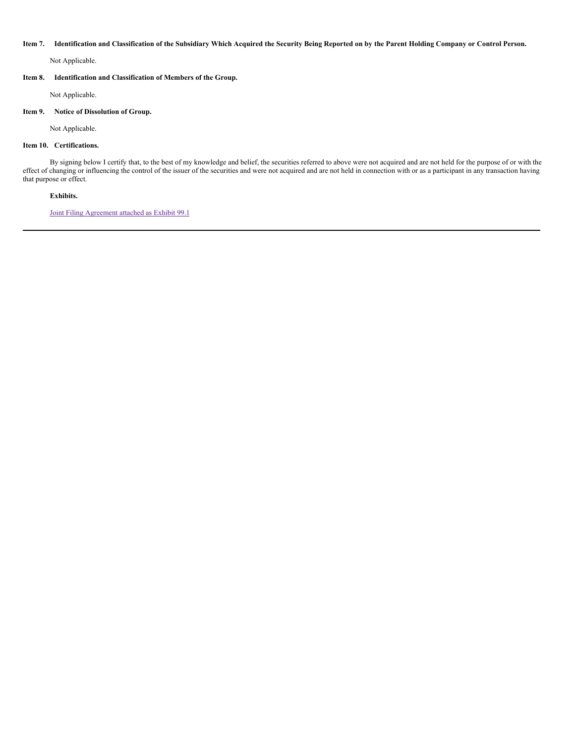**Item 7. Identification and Classification of the Subsidiary Which Acquired the Security Being Reported on by the Parent Holding Company or Control Person.**

Not Applicable.

**Item 8. Identification and Classification of Members of the Group.**

Not Applicable.

**Item 9. Notice of Dissolution of Group.**

Not Applicable.

**Item 10. Certifications.**

By signing below I certify that, to the best of my knowledge and belief, the securities referred to above were not acquired and are not held for the purpose of or with the effect of changing or influencing the control of the issuer of the securities and were not acquired and are not held in connection with or as a participant in any transaction having that purpose or effect.

**Exhibits.**

Joint Filing Agreement attached as Exhibit 99.1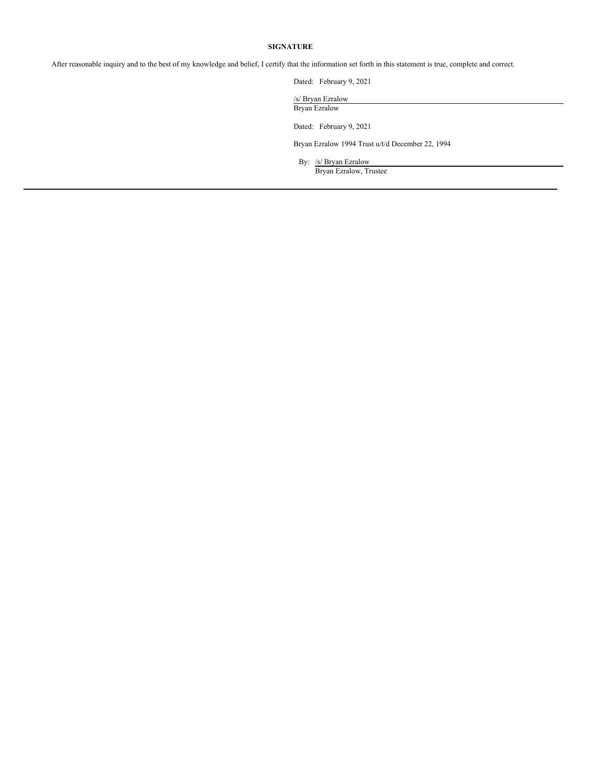**SIGNATURE**

After reasonable inquiry and to the best of my knowledge and belief, I certify that the information set forth in this statement is true, complete and correct.

Dated: February 9, 2021

/s/ Bryan Ezralow
Bryan Ezralow

Dated: February 9, 2021

Bryan Ezralow 1994 Trust u/t/d December 22, 1994

By: /s/ Bryan Ezralow
Bryan Ezralow, Trustee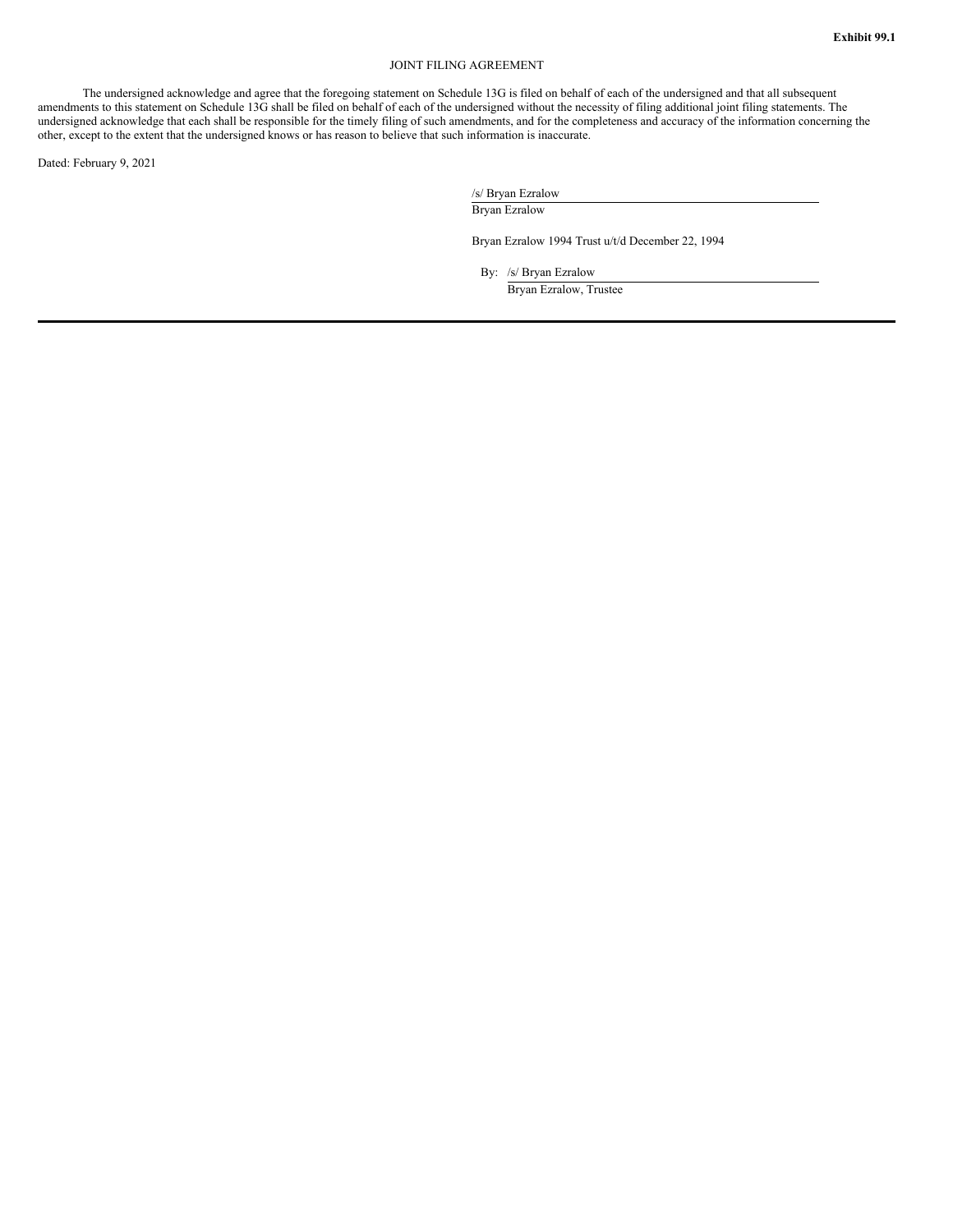**Exhibit 99.1**

JOINT FILING AGREEMENT

The undersigned acknowledge and agree that the foregoing statement on Schedule 13G is filed on behalf of each of the undersigned and that all subsequent amendments to this statement on Schedule 13G shall be filed on behalf of each of the undersigned without the necessity of filing additional joint filing statements. The undersigned acknowledge that each shall be responsible for the timely filing of such amendments, and for the completeness and accuracy of the information concerning the other, except to the extent that the undersigned knows or has reason to believe that such information is inaccurate.

Dated: February 9, 2021

/s/ Bryan Ezralow
Bryan Ezralow

Bryan Ezralow 1994 Trust u/t/d December 22, 1994

By: /s/ Bryan Ezralow
Bryan Ezralow, Trustee